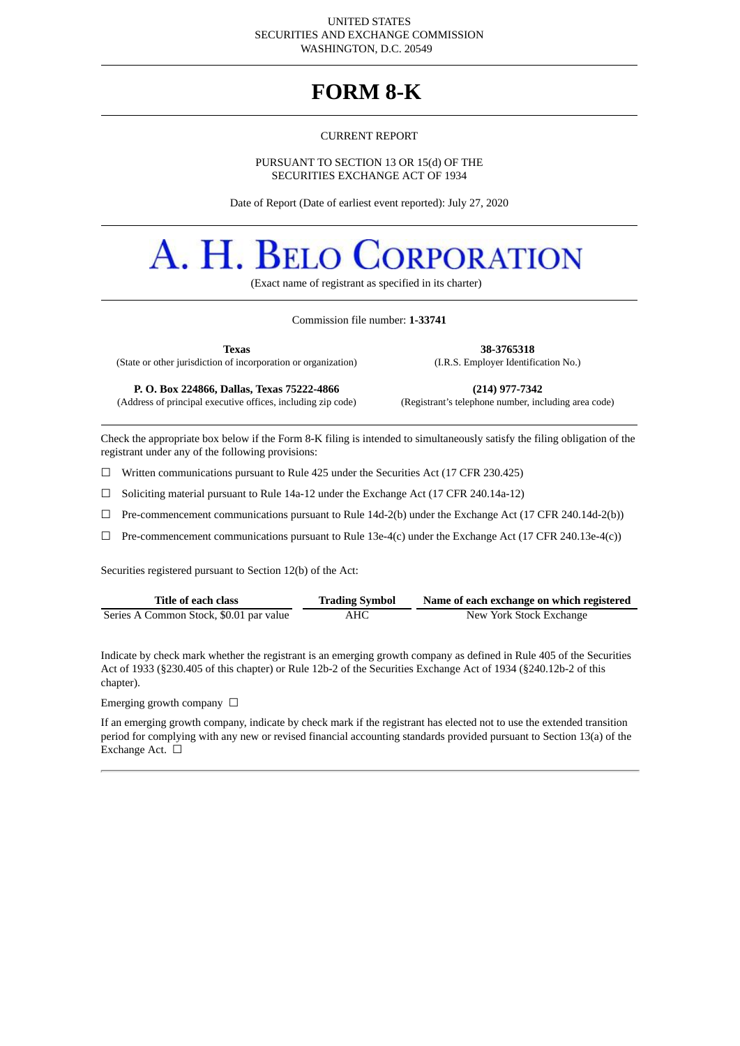UNITED STATES
SECURITIES AND EXCHANGE COMMISSION
WASHINGTON, D.C. 20549

# FORM 8-K

CURRENT REPORT

PURSUANT TO SECTION 13 OR 15(d) OF THE
SECURITIES EXCHANGE ACT OF 1934

Date of Report (Date of earliest event reported): July 27, 2020

# A. H. BELO CORPORATION

(Exact name of registrant as specified in its charter)

Commission file number: **1-33741**

| **Texas** | **38-3765318** |
|---|---|
| (State or other jurisdiction of incorporation or organization) | (I.R.S. Employer Identification No.) |
| **P. O. Box 224866, Dallas, Texas 75222-4866** | **(214) 977-7342** |
| (Address of principal executive offices, including zip code) | (Registrant's telephone number, including area code) |

Check the appropriate box below if the Form 8-K filing is intended to simultaneously satisfy the filing obligation of the registrant under any of the following provisions:

☐ Written communications pursuant to Rule 425 under the Securities Act (17 CFR 230.425)

☐ Soliciting material pursuant to Rule 14a-12 under the Exchange Act (17 CFR 240.14a-12)

☐ Pre-commencement communications pursuant to Rule 14d-2(b) under the Exchange Act (17 CFR 240.14d-2(b))

☐ Pre-commencement communications pursuant to Rule 13e-4(c) under the Exchange Act (17 CFR 240.13e-4(c))

Securities registered pursuant to Section 12(b) of the Act:

| Title of each class | Trading Symbol | Name of each exchange on which registered |
|---|---|---|
| Series A Common Stock, $0.01 par value | AHC | New York Stock Exchange |

Indicate by check mark whether the registrant is an emerging growth company as defined in Rule 405 of the Securities Act of 1933 (§230.405 of this chapter) or Rule 12b-2 of the Securities Exchange Act of 1934 (§240.12b-2 of this chapter).

Emerging growth company ☐

If an emerging growth company, indicate by check mark if the registrant has elected not to use the extended transition period for complying with any new or revised financial accounting standards provided pursuant to Section 13(a) of the Exchange Act. ☐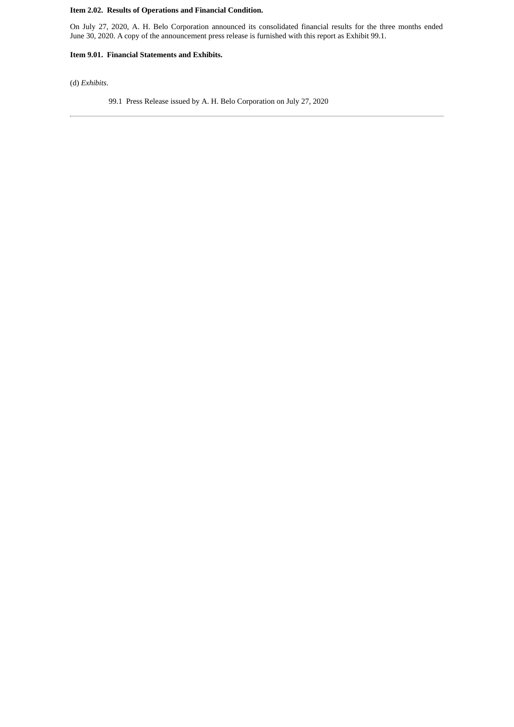**Item 2.02. Results of Operations and Financial Condition.**

On July 27, 2020, A. H. Belo Corporation announced its consolidated financial results for the three months ended June 30, 2020. A copy of the announcement press release is furnished with this report as Exhibit 99.1.

**Item 9.01. Financial Statements and Exhibits.**

(d) *Exhibits*.

99.1 Press Release issued by A. H. Belo Corporation on July 27, 2020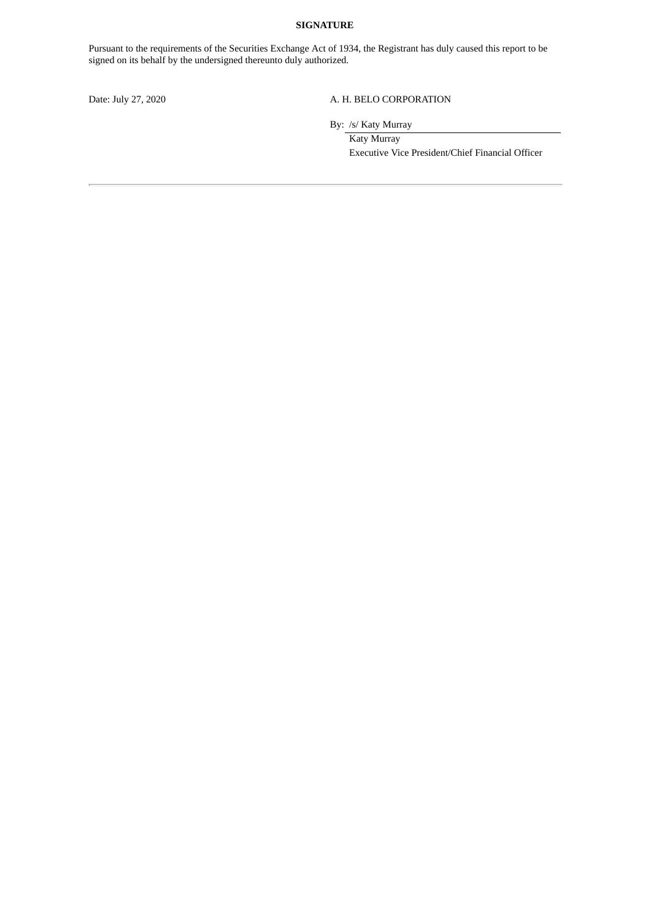**SIGNATURE**

Pursuant to the requirements of the Securities Exchange Act of 1934, the Registrant has duly caused this report to be signed on its behalf by the undersigned thereunto duly authorized.

Date: July 27, 2020

A. H. BELO CORPORATION

By: /s/ Katy Murray

Katy Murray

Executive Vice President/Chief Financial Officer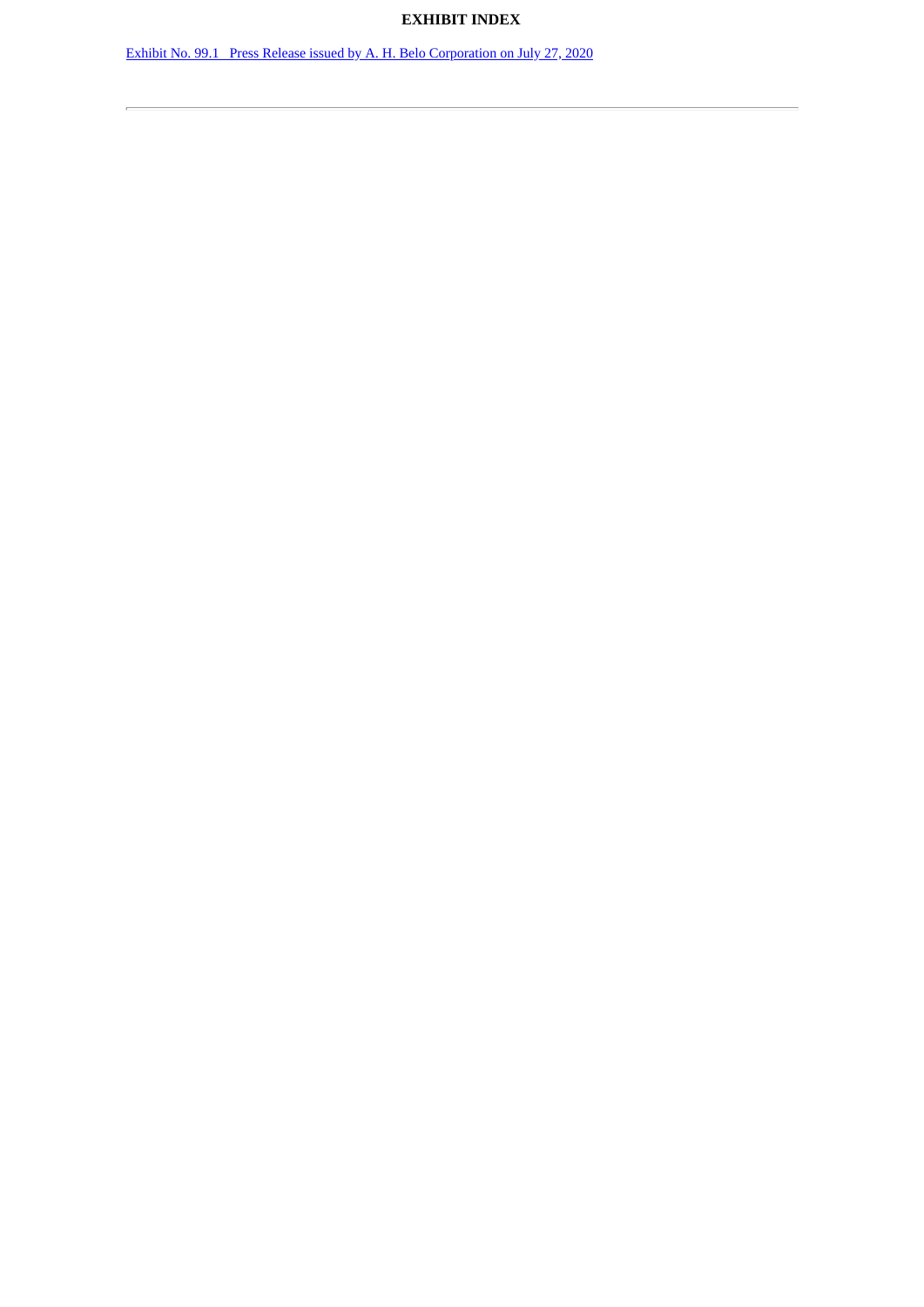# EXHIBIT INDEX

Exhibit No. 99.1   Press Release issued by A. H. Belo Corporation on July 27, 2020

---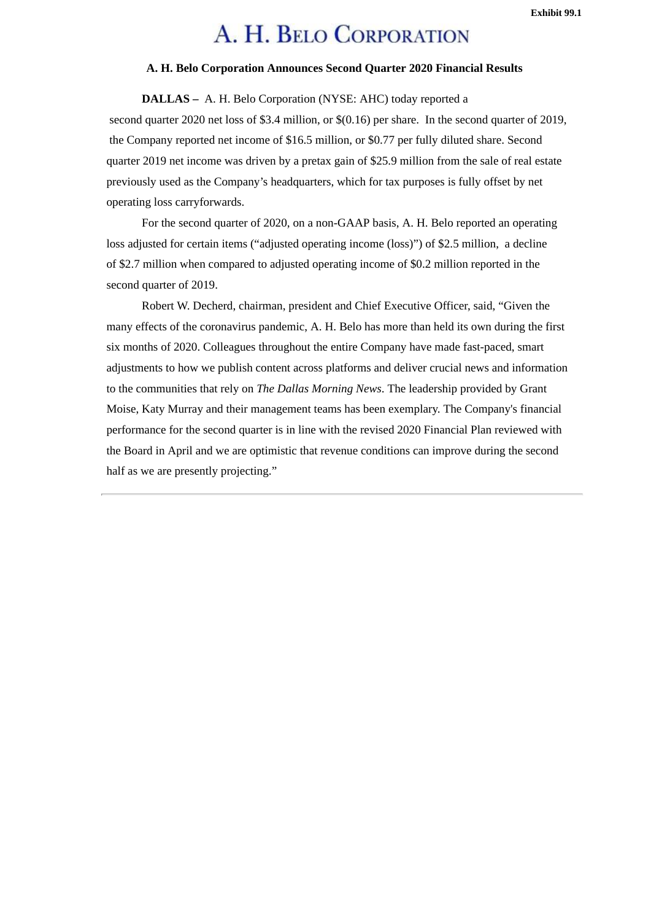Exhibit 99.1

# A. H. BELO CORPORATION

**A. H. Belo Corporation Announces Second Quarter 2020 Financial Results**

**DALLAS –** A. H. Belo Corporation (NYSE: AHC) today reported a second quarter 2020 net loss of $3.4 million, or $(0.16) per share. In the second quarter of 2019, the Company reported net income of $16.5 million, or $0.77 per fully diluted share. Second quarter 2019 net income was driven by a pretax gain of $25.9 million from the sale of real estate previously used as the Company's headquarters, which for tax purposes is fully offset by net operating loss carryforwards.

For the second quarter of 2020, on a non-GAAP basis, A. H. Belo reported an operating loss adjusted for certain items ("adjusted operating income (loss)") of $2.5 million, a decline of $2.7 million when compared to adjusted operating income of $0.2 million reported in the second quarter of 2019.

Robert W. Decherd, chairman, president and Chief Executive Officer, said, "Given the many effects of the coronavirus pandemic, A. H. Belo has more than held its own during the first six months of 2020. Colleagues throughout the entire Company have made fast-paced, smart adjustments to how we publish content across platforms and deliver crucial news and information to the communities that rely on *The Dallas Morning News*. The leadership provided by Grant Moise, Katy Murray and their management teams has been exemplary. The Company's financial performance for the second quarter is in line with the revised 2020 Financial Plan reviewed with the Board in April and we are optimistic that revenue conditions can improve during the second half as we are presently projecting."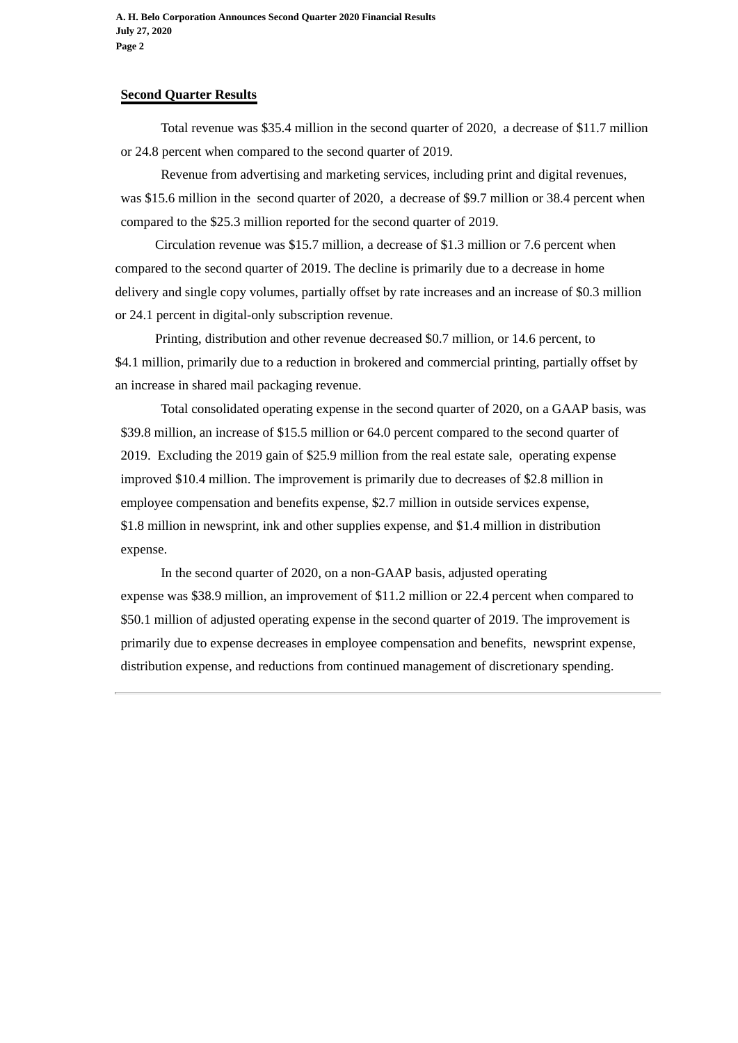## Second Quarter Results

Total revenue was $35.4 million in the second quarter of 2020, a decrease of $11.7 million or 24.8 percent when compared to the second quarter of 2019.

Revenue from advertising and marketing services, including print and digital revenues, was $15.6 million in the second quarter of 2020, a decrease of $9.7 million or 38.4 percent when compared to the $25.3 million reported for the second quarter of 2019.

Circulation revenue was $15.7 million, a decrease of $1.3 million or 7.6 percent when compared to the second quarter of 2019. The decline is primarily due to a decrease in home delivery and single copy volumes, partially offset by rate increases and an increase of $0.3 million or 24.1 percent in digital-only subscription revenue.

Printing, distribution and other revenue decreased $0.7 million, or 14.6 percent, to $4.1 million, primarily due to a reduction in brokered and commercial printing, partially offset by an increase in shared mail packaging revenue.

Total consolidated operating expense in the second quarter of 2020, on a GAAP basis, was $39.8 million, an increase of $15.5 million or 64.0 percent compared to the second quarter of 2019. Excluding the 2019 gain of $25.9 million from the real estate sale, operating expense improved $10.4 million. The improvement is primarily due to decreases of $2.8 million in employee compensation and benefits expense, $2.7 million in outside services expense, $1.8 million in newsprint, ink and other supplies expense, and $1.4 million in distribution expense.

In the second quarter of 2020, on a non-GAAP basis, adjusted operating expense was $38.9 million, an improvement of $11.2 million or 22.4 percent when compared to $50.1 million of adjusted operating expense in the second quarter of 2019. The improvement is primarily due to expense decreases in employee compensation and benefits, newsprint expense, distribution expense, and reductions from continued management of discretionary spending.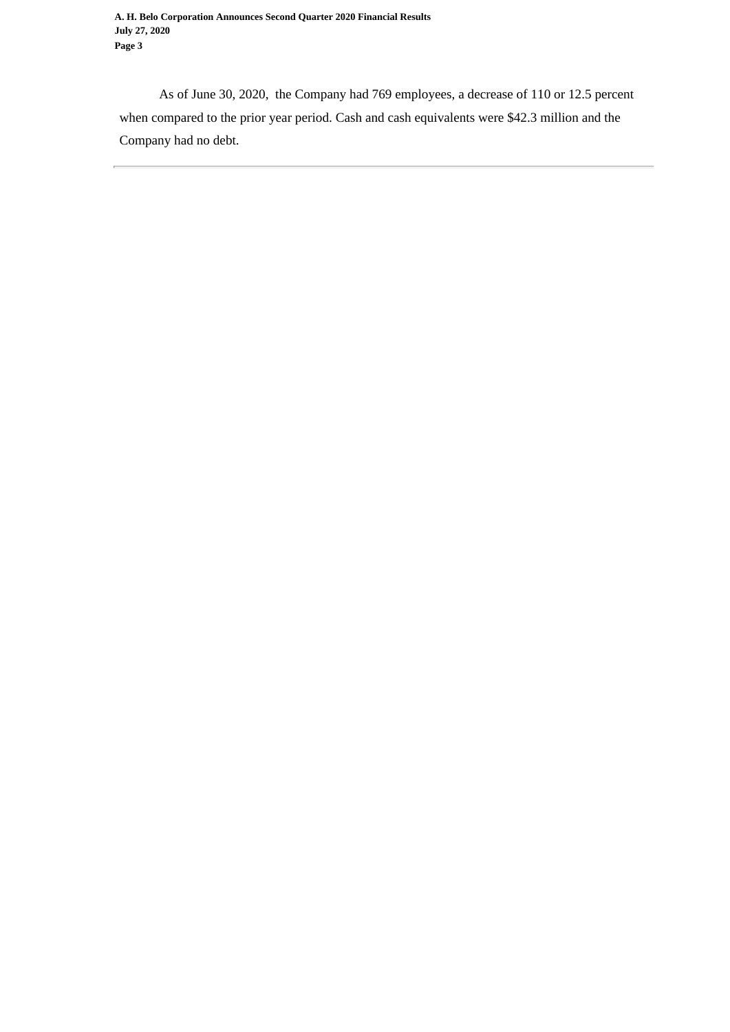As of June 30, 2020, the Company had 769 employees, a decrease of 110 or 12.5 percent when compared to the prior year period. Cash and cash equivalents were $42.3 million and the Company had no debt.

---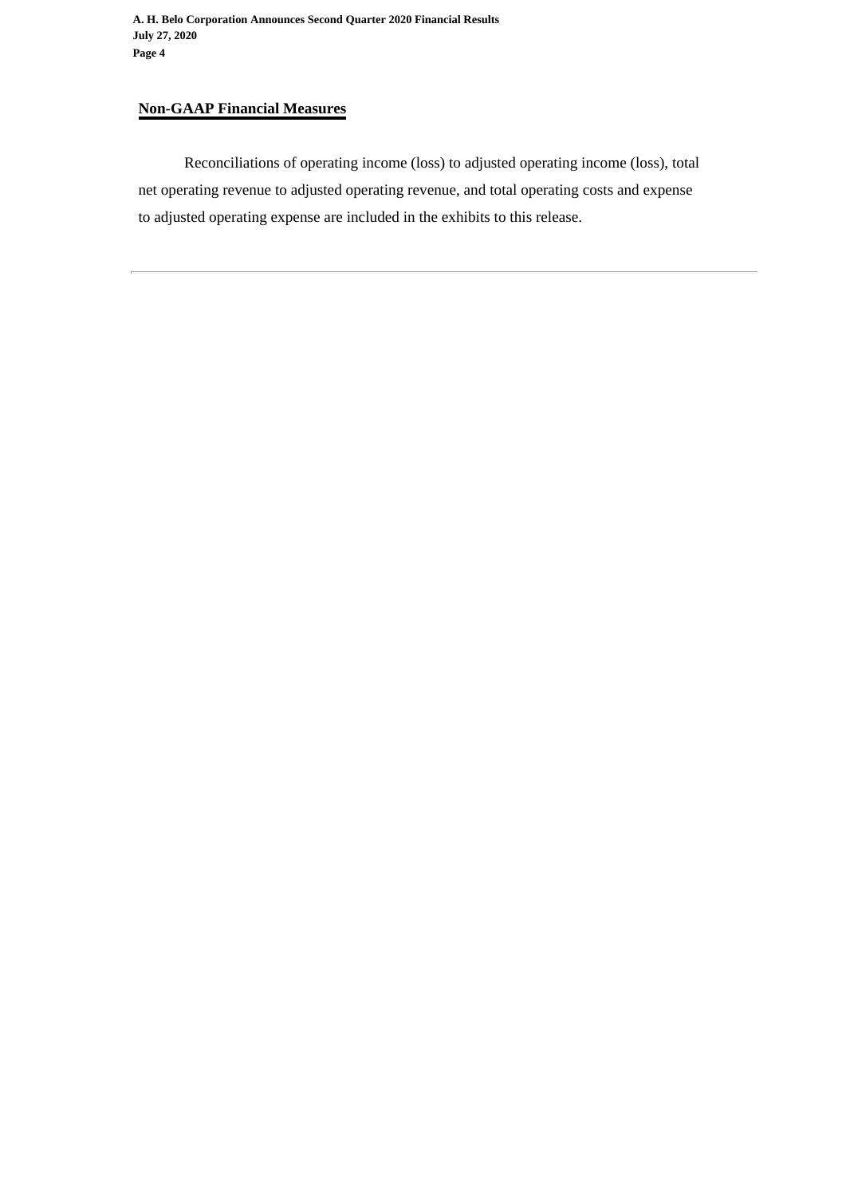## Non-GAAP Financial Measures

Reconciliations of operating income (loss) to adjusted operating income (loss), total net operating revenue to adjusted operating revenue, and total operating costs and expense to adjusted operating expense are included in the exhibits to this release.

---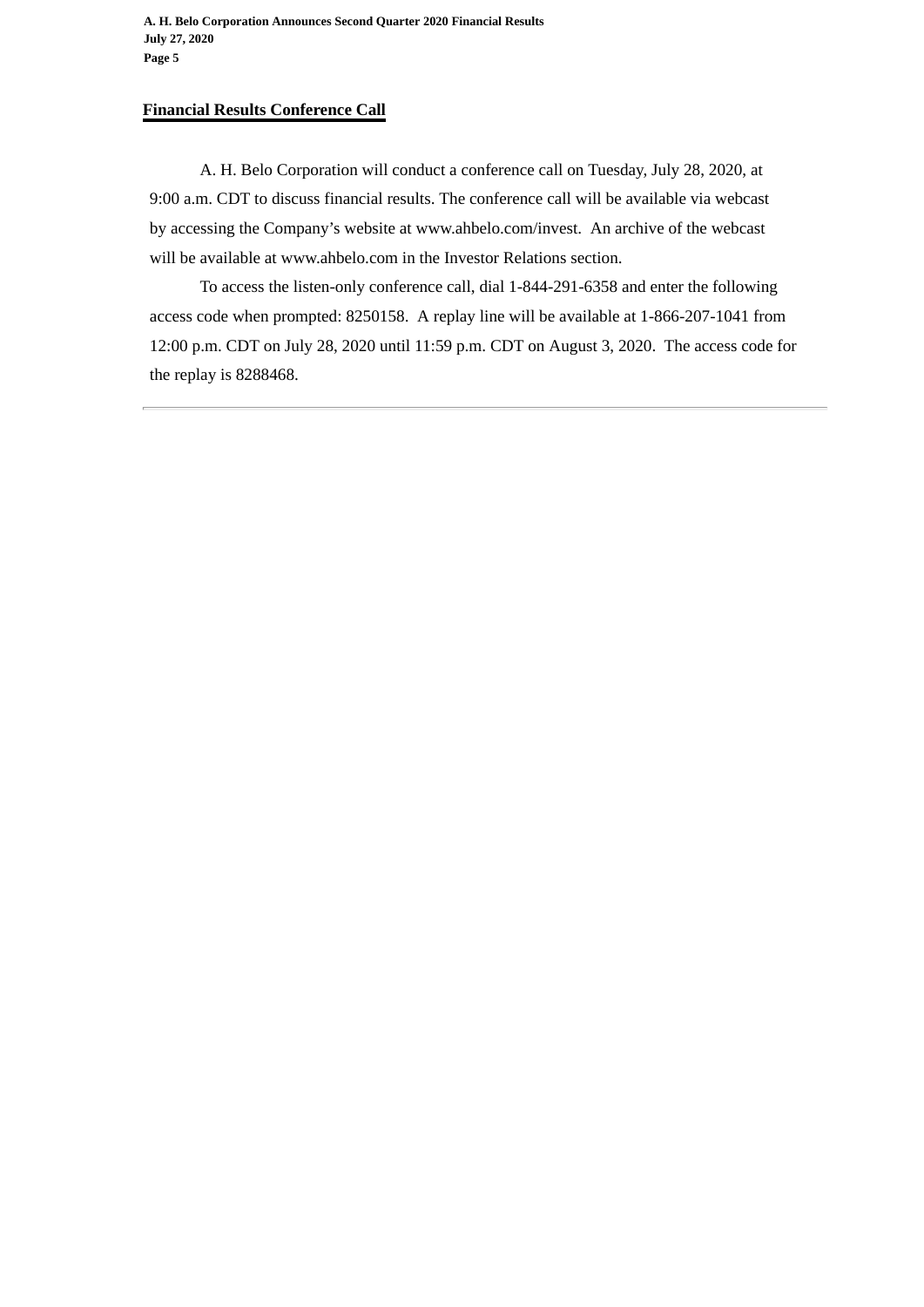## Financial Results Conference Call

A. H. Belo Corporation will conduct a conference call on Tuesday, July 28, 2020, at 9:00 a.m. CDT to discuss financial results. The conference call will be available via webcast by accessing the Company's website at www.ahbelo.com/invest. An archive of the webcast will be available at www.ahbelo.com in the Investor Relations section.

To access the listen-only conference call, dial 1-844-291-6358 and enter the following access code when prompted: 8250158. A replay line will be available at 1-866-207-1041 from 12:00 p.m. CDT on July 28, 2020 until 11:59 p.m. CDT on August 3, 2020. The access code for the replay is 8288468.

---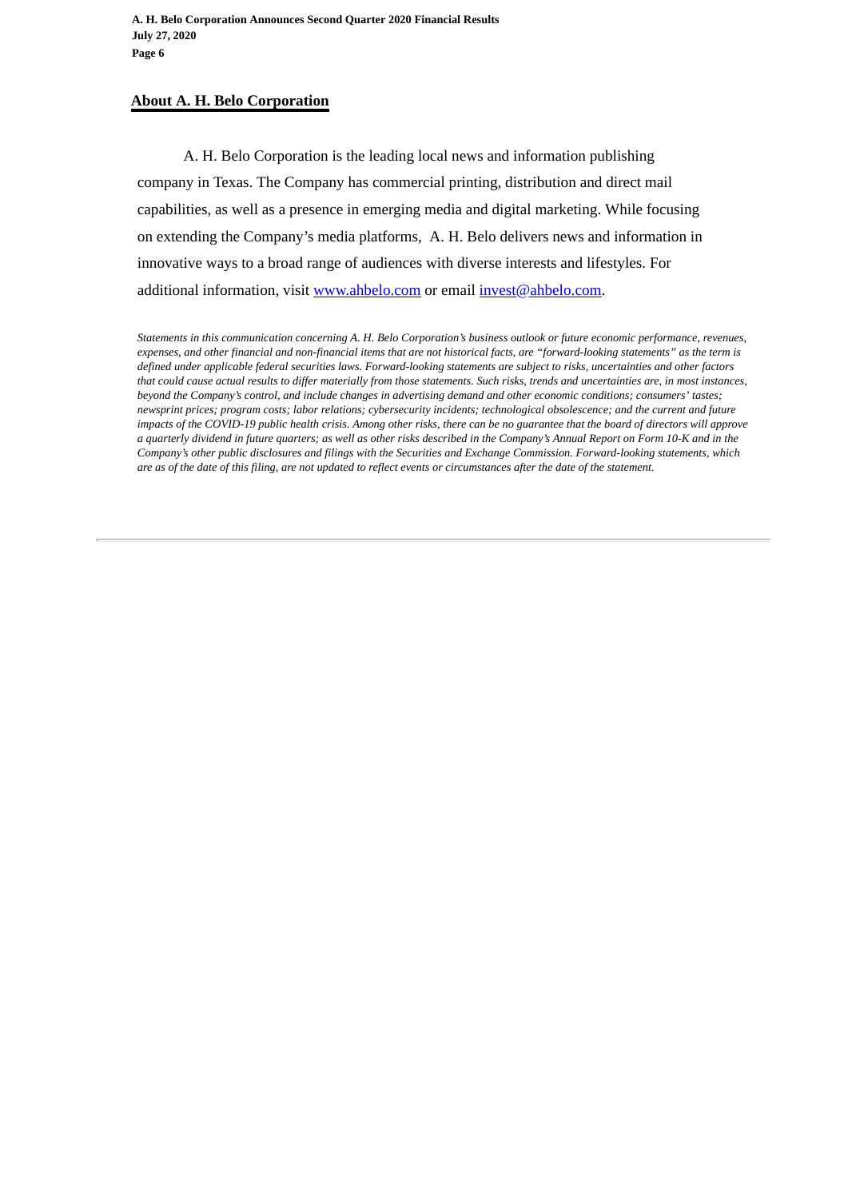## About A. H. Belo Corporation

A. H. Belo Corporation is the leading local news and information publishing company in Texas. The Company has commercial printing, distribution and direct mail capabilities, as well as a presence in emerging media and digital marketing. While focusing on extending the Company's media platforms, A. H. Belo delivers news and information in innovative ways to a broad range of audiences with diverse interests and lifestyles. For additional information, visit www.ahbelo.com or email invest@ahbelo.com.

*Statements in this communication concerning A. H. Belo Corporation's business outlook or future economic performance, revenues, expenses, and other financial and non-financial items that are not historical facts, are "forward-looking statements" as the term is defined under applicable federal securities laws. Forward-looking statements are subject to risks, uncertainties and other factors that could cause actual results to differ materially from those statements. Such risks, trends and uncertainties are, in most instances, beyond the Company's control, and include changes in advertising demand and other economic conditions; consumers' tastes; newsprint prices; program costs; labor relations; cybersecurity incidents; technological obsolescence; and the current and future impacts of the COVID-19 public health crisis. Among other risks, there can be no guarantee that the board of directors will approve a quarterly dividend in future quarters; as well as other risks described in the Company's Annual Report on Form 10-K and in the Company's other public disclosures and filings with the Securities and Exchange Commission. Forward-looking statements, which are as of the date of this filing, are not updated to reflect events or circumstances after the date of the statement.*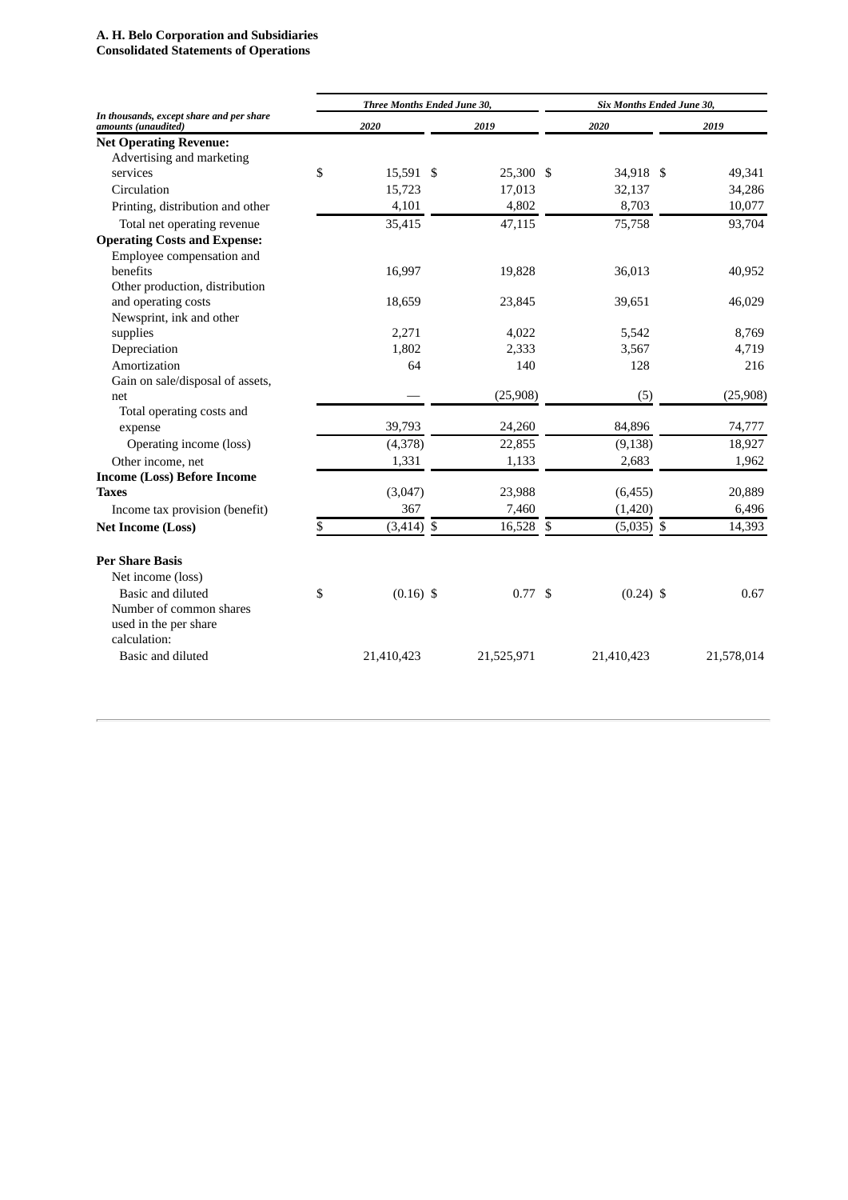**A. H. Belo Corporation and Subsidiaries**
**Consolidated Statements of Operations**

| *In thousands, except share and per share amounts (unaudited)* | *Three Months Ended June 30,* | | *Six Months Ended June 30,* | |
|---|---|---|---|---|
| | *2020* | *2019* | *2020* | *2019* |
| **Net Operating Revenue:** | | | | |
| Advertising and marketing services | $ 15,591 | $ 25,300 | $ 34,918 | $ 49,341 |
| Circulation | 15,723 | 17,013 | 32,137 | 34,286 |
| Printing, distribution and other | 4,101 | 4,802 | 8,703 | 10,077 |
| Total net operating revenue | 35,415 | 47,115 | 75,758 | 93,704 |
| **Operating Costs and Expense:** | | | | |
| Employee compensation and benefits | 16,997 | 19,828 | 36,013 | 40,952 |
| Other production, distribution and operating costs | 18,659 | 23,845 | 39,651 | 46,029 |
| Newsprint, ink and other supplies | 2,271 | 4,022 | 5,542 | 8,769 |
| Depreciation | 1,802 | 2,333 | 3,567 | 4,719 |
| Amortization | 64 | 140 | 128 | 216 |
| Gain on sale/disposal of assets, net | — | (25,908) | (5) | (25,908) |
| Total operating costs and expense | 39,793 | 24,260 | 84,896 | 74,777 |
| Operating income (loss) | (4,378) | 22,855 | (9,138) | 18,927 |
| Other income, net | 1,331 | 1,133 | 2,683 | 1,962 |
| **Income (Loss) Before Income Taxes** | (3,047) | 23,988 | (6,455) | 20,889 |
| Income tax provision (benefit) | 367 | 7,460 | (1,420) | 6,496 |
| **Net Income (Loss)** | $ (3,414) | $ 16,528 | $ (5,035) | $ 14,393 |
| | | | | |
| **Per Share Basis** | | | | |
| Net income (loss) | | | | |
| Basic and diluted | $ (0.16) | $ 0.77 | $ (0.24) | $ 0.67 |
| Number of common shares used in the per share calculation: | | | | |
| Basic and diluted | 21,410,423 | 21,525,971 | 21,410,423 | 21,578,014 |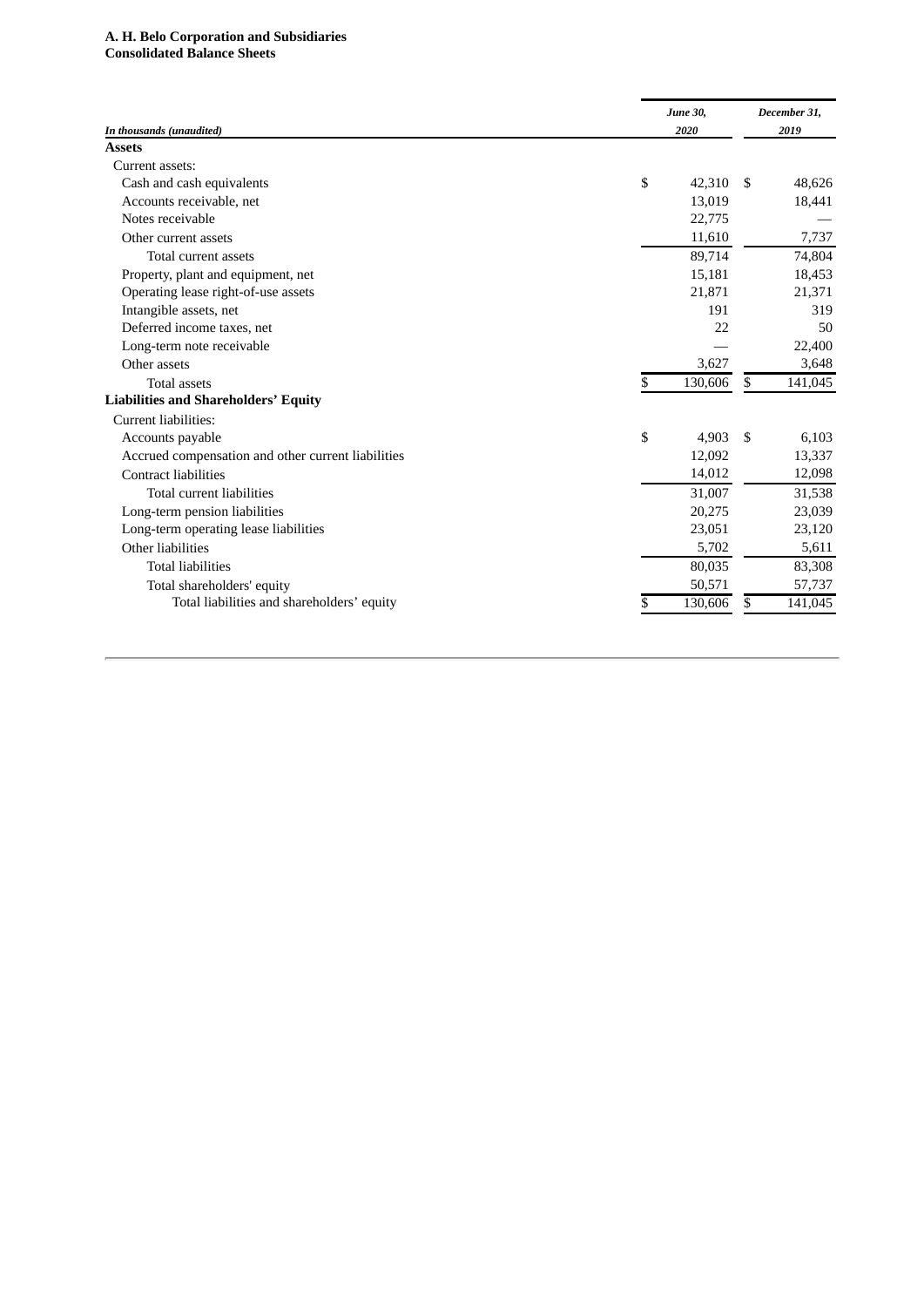**A. H. Belo Corporation and Subsidiaries**
**Consolidated Balance Sheets**

| *In thousands (unaudited)* | *June 30, 2020* | *December 31, 2019* |
|---|---|---|
| **Assets** | | |
| Current assets: | | |
| Cash and cash equivalents | $ 42,310 | $ 48,626 |
| Accounts receivable, net | 13,019 | 18,441 |
| Notes receivable | 22,775 | — |
| Other current assets | 11,610 | 7,737 |
| Total current assets | 89,714 | 74,804 |
| Property, plant and equipment, net | 15,181 | 18,453 |
| Operating lease right-of-use assets | 21,871 | 21,371 |
| Intangible assets, net | 191 | 319 |
| Deferred income taxes, net | 22 | 50 |
| Long-term note receivable | — | 22,400 |
| Other assets | 3,627 | 3,648 |
| Total assets | $ 130,606 | $ 141,045 |
| **Liabilities and Shareholders' Equity** | | |
| Current liabilities: | | |
| Accounts payable | $ 4,903 | $ 6,103 |
| Accrued compensation and other current liabilities | 12,092 | 13,337 |
| Contract liabilities | 14,012 | 12,098 |
| Total current liabilities | 31,007 | 31,538 |
| Long-term pension liabilities | 20,275 | 23,039 |
| Long-term operating lease liabilities | 23,051 | 23,120 |
| Other liabilities | 5,702 | 5,611 |
| Total liabilities | 80,035 | 83,308 |
| Total shareholders' equity | 50,571 | 57,737 |
| Total liabilities and shareholders' equity | $ 130,606 | $ 141,045 |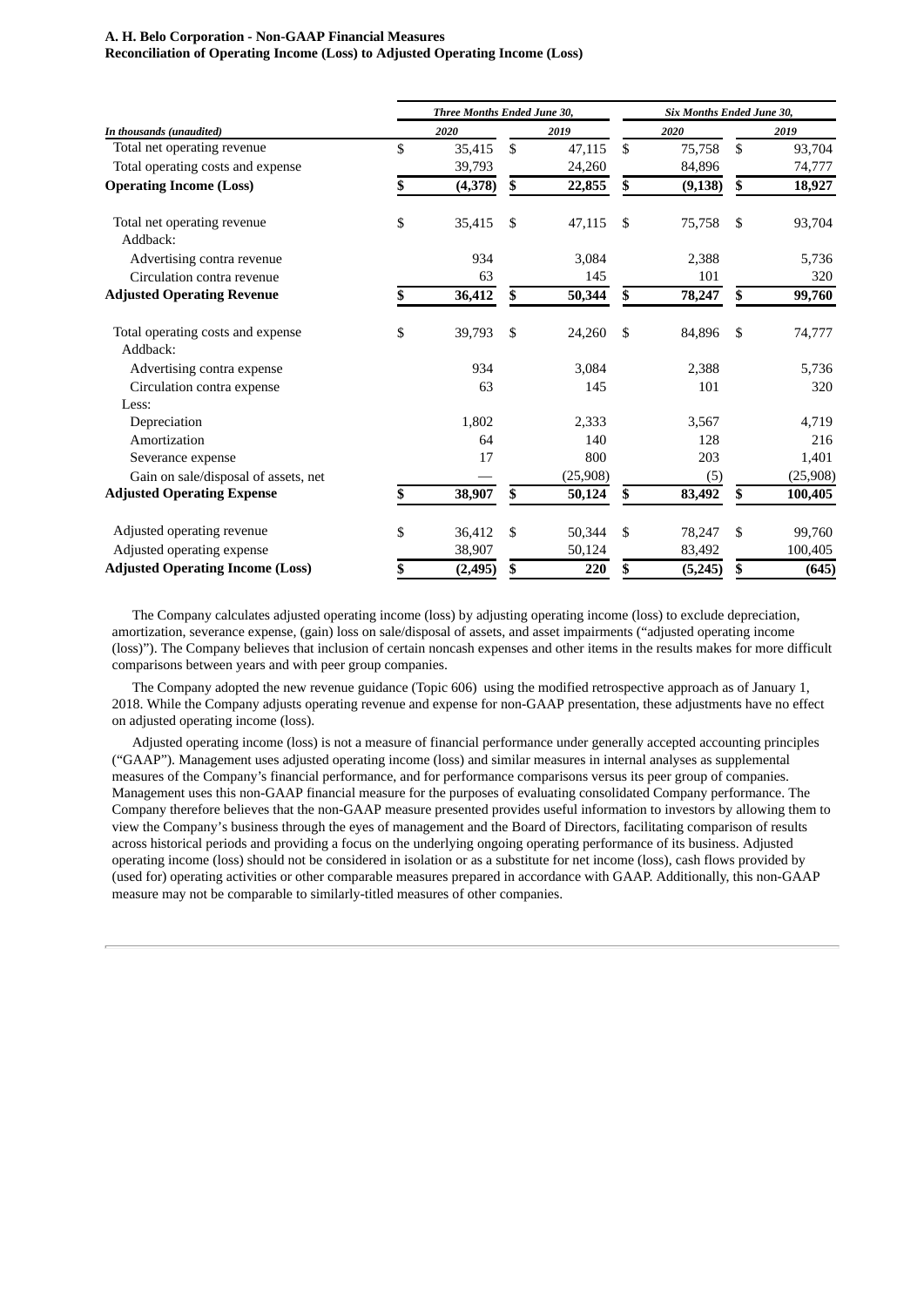**A. H. Belo Corporation - Non-GAAP Financial Measures**
**Reconciliation of Operating Income (Loss) to Adjusted Operating Income (Loss)**

| *In thousands (unaudited)* | *Three Months Ended June 30,* 2020 | 2019 | *Six Months Ended June 30,* 2020 | 2019 |
|---|---|---|---|---|
| Total net operating revenue | $ 35,415 | $ 47,115 | $ 75,758 | $ 93,704 |
| Total operating costs and expense | 39,793 | 24,260 | 84,896 | 74,777 |
| **Operating Income (Loss)** | **$ (4,378)** | **$ 22,855** | **$ (9,138)** | **$ 18,927** |
| | | | | |
| Total net operating revenue | $ 35,415 | $ 47,115 | $ 75,758 | $ 93,704 |
| Addback: | | | | |
| Advertising contra revenue | 934 | 3,084 | 2,388 | 5,736 |
| Circulation contra revenue | 63 | 145 | 101 | 320 |
| **Adjusted Operating Revenue** | **$ 36,412** | **$ 50,344** | **$ 78,247** | **$ 99,760** |
| | | | | |
| Total operating costs and expense | $ 39,793 | $ 24,260 | $ 84,896 | $ 74,777 |
| Addback: | | | | |
| Advertising contra expense | 934 | 3,084 | 2,388 | 5,736 |
| Circulation contra expense | 63 | 145 | 101 | 320 |
| Less: | | | | |
| Depreciation | 1,802 | 2,333 | 3,567 | 4,719 |
| Amortization | 64 | 140 | 128 | 216 |
| Severance expense | 17 | 800 | 203 | 1,401 |
| Gain on sale/disposal of assets, net | — | (25,908) | (5) | (25,908) |
| **Adjusted Operating Expense** | **$ 38,907** | **$ 50,124** | **$ 83,492** | **$ 100,405** |
| | | | | |
| Adjusted operating revenue | $ 36,412 | $ 50,344 | $ 78,247 | $ 99,760 |
| Adjusted operating expense | 38,907 | 50,124 | 83,492 | 100,405 |
| **Adjusted Operating Income (Loss)** | **$ (2,495)** | **$ 220** | **$ (5,245)** | **$ (645)** |

The Company calculates adjusted operating income (loss) by adjusting operating income (loss) to exclude depreciation, amortization, severance expense, (gain) loss on sale/disposal of assets, and asset impairments ("adjusted operating income (loss)"). The Company believes that inclusion of certain noncash expenses and other items in the results makes for more difficult comparisons between years and with peer group companies.

The Company adopted the new revenue guidance (Topic 606) using the modified retrospective approach as of January 1, 2018. While the Company adjusts operating revenue and expense for non-GAAP presentation, these adjustments have no effect on adjusted operating income (loss).

Adjusted operating income (loss) is not a measure of financial performance under generally accepted accounting principles ("GAAP"). Management uses adjusted operating income (loss) and similar measures in internal analyses as supplemental measures of the Company's financial performance, and for performance comparisons versus its peer group of companies. Management uses this non-GAAP financial measure for the purposes of evaluating consolidated Company performance. The Company therefore believes that the non-GAAP measure presented provides useful information to investors by allowing them to view the Company's business through the eyes of management and the Board of Directors, facilitating comparison of results across historical periods and providing a focus on the underlying ongoing operating performance of its business. Adjusted operating income (loss) should not be considered in isolation or as a substitute for net income (loss), cash flows provided by (used for) operating activities or other comparable measures prepared in accordance with GAAP. Additionally, this non-GAAP measure may not be comparable to similarly-titled measures of other companies.